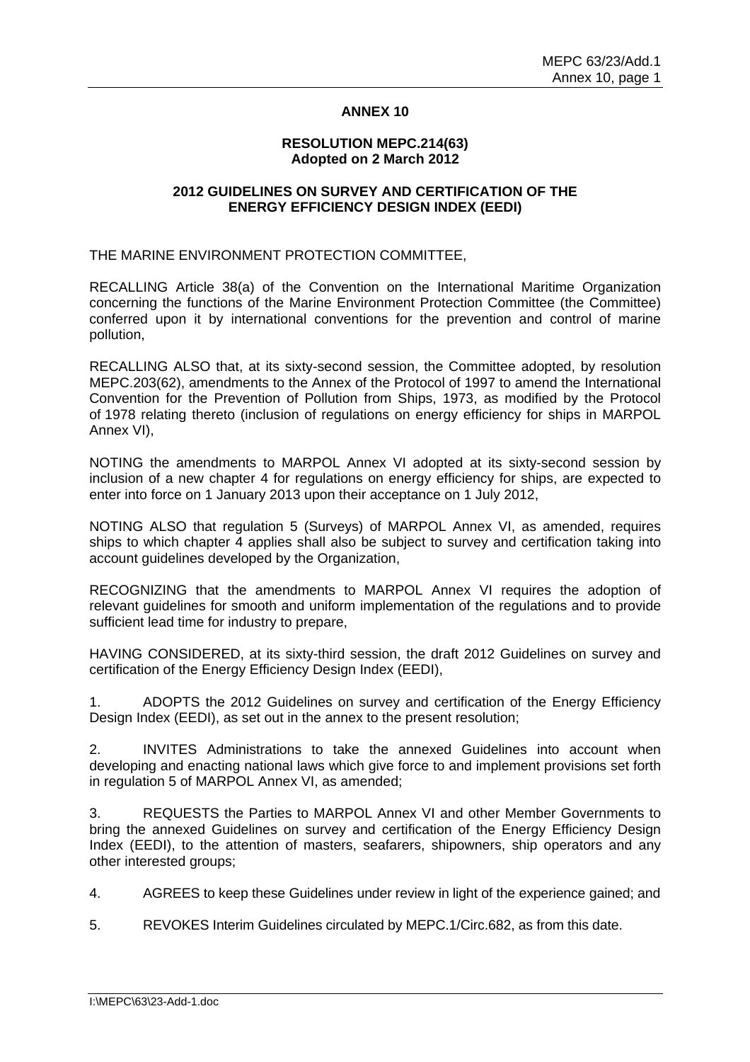# ANNEX 10

## RESOLUTION MEPC.214(63)
**Adopted on 2 March 2012**

## 2012 GUIDELINES ON SURVEY AND CERTIFICATION OF THE ENERGY EFFICIENCY DESIGN INDEX (EEDI)

THE MARINE ENVIRONMENT PROTECTION COMMITTEE,

RECALLING Article 38(a) of the Convention on the International Maritime Organization concerning the functions of the Marine Environment Protection Committee (the Committee) conferred upon it by international conventions for the prevention and control of marine pollution,

RECALLING ALSO that, at its sixty-second session, the Committee adopted, by resolution MEPC.203(62), amendments to the Annex of the Protocol of 1997 to amend the International Convention for the Prevention of Pollution from Ships, 1973, as modified by the Protocol of 1978 relating thereto (inclusion of regulations on energy efficiency for ships in MARPOL Annex VI),

NOTING the amendments to MARPOL Annex VI adopted at its sixty-second session by inclusion of a new chapter 4 for regulations on energy efficiency for ships, are expected to enter into force on 1 January 2013 upon their acceptance on 1 July 2012,

NOTING ALSO that regulation 5 (Surveys) of MARPOL Annex VI, as amended, requires ships to which chapter 4 applies shall also be subject to survey and certification taking into account guidelines developed by the Organization,

RECOGNIZING that the amendments to MARPOL Annex VI requires the adoption of relevant guidelines for smooth and uniform implementation of the regulations and to provide sufficient lead time for industry to prepare,

HAVING CONSIDERED, at its sixty-third session, the draft 2012 Guidelines on survey and certification of the Energy Efficiency Design Index (EEDI),

1. ADOPTS the 2012 Guidelines on survey and certification of the Energy Efficiency Design Index (EEDI), as set out in the annex to the present resolution;

2. INVITES Administrations to take the annexed Guidelines into account when developing and enacting national laws which give force to and implement provisions set forth in regulation 5 of MARPOL Annex VI, as amended;

3. REQUESTS the Parties to MARPOL Annex VI and other Member Governments to bring the annexed Guidelines on survey and certification of the Energy Efficiency Design Index (EEDI), to the attention of masters, seafarers, shipowners, ship operators and any other interested groups;

4. AGREES to keep these Guidelines under review in light of the experience gained; and

5. REVOKES Interim Guidelines circulated by MEPC.1/Circ.682, as from this date.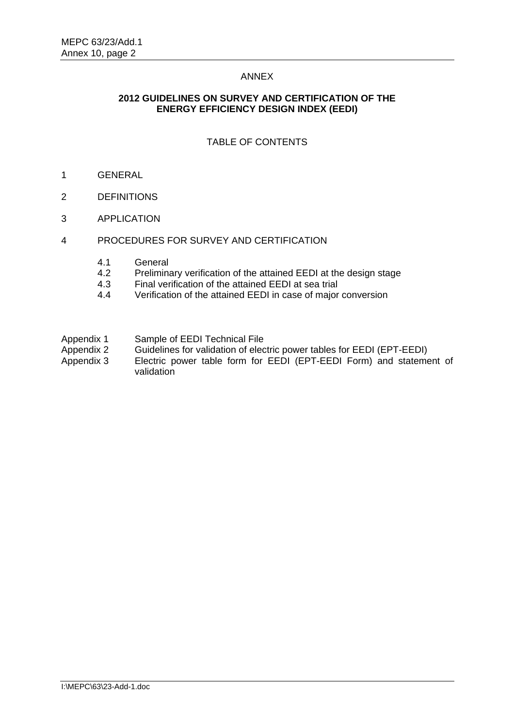ANNEX

**2012 GUIDELINES ON SURVEY AND CERTIFICATION OF THE ENERGY EFFICIENCY DESIGN INDEX (EEDI)**

TABLE OF CONTENTS

1 GENERAL

2 DEFINITIONS

3 APPLICATION

4 PROCEDURES FOR SURVEY AND CERTIFICATION

- 4.1 General
- 4.2 Preliminary verification of the attained EEDI at the design stage
- 4.3 Final verification of the attained EEDI at sea trial
- 4.4 Verification of the attained EEDI in case of major conversion

Appendix 1 Sample of EEDI Technical File

Appendix 2 Guidelines for validation of electric power tables for EEDI (EPT-EEDI)

Appendix 3 Electric power table form for EEDI (EPT-EEDI Form) and statement of validation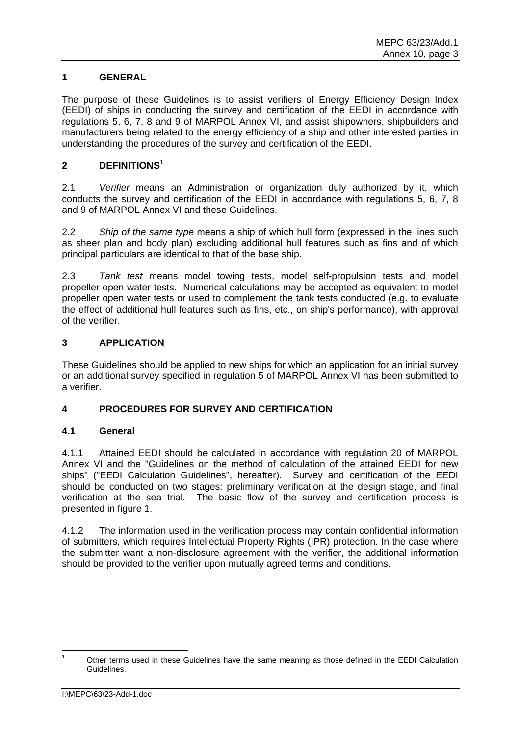## 1 GENERAL

The purpose of these Guidelines is to assist verifiers of Energy Efficiency Design Index (EEDI) of ships in conducting the survey and certification of the EEDI in accordance with regulations 5, 6, 7, 8 and 9 of MARPOL Annex VI, and assist shipowners, shipbuilders and manufacturers being related to the energy efficiency of a ship and other interested parties in understanding the procedures of the survey and certification of the EEDI.

## 2 DEFINITIONS[1]

2.1 *Verifier* means an Administration or organization duly authorized by it, which conducts the survey and certification of the EEDI in accordance with regulations 5, 6, 7, 8 and 9 of MARPOL Annex VI and these Guidelines.

2.2 *Ship of the same type* means a ship of which hull form (expressed in the lines such as sheer plan and body plan) excluding additional hull features such as fins and of which principal particulars are identical to that of the base ship.

2.3 *Tank test* means model towing tests, model self-propulsion tests and model propeller open water tests. Numerical calculations may be accepted as equivalent to model propeller open water tests or used to complement the tank tests conducted (e.g. to evaluate the effect of additional hull features such as fins, etc., on ship's performance), with approval of the verifier.

## 3 APPLICATION

These Guidelines should be applied to new ships for which an application for an initial survey or an additional survey specified in regulation 5 of MARPOL Annex VI has been submitted to a verifier.

## 4 PROCEDURES FOR SURVEY AND CERTIFICATION

### 4.1 General

4.1.1 Attained EEDI should be calculated in accordance with regulation 20 of MARPOL Annex VI and the "Guidelines on the method of calculation of the attained EEDI for new ships" ("EEDI Calculation Guidelines", hereafter). Survey and certification of the EEDI should be conducted on two stages: preliminary verification at the design stage, and final verification at the sea trial. The basic flow of the survey and certification process is presented in figure 1.

4.1.2 The information used in the verification process may contain confidential information of submitters, which requires Intellectual Property Rights (IPR) protection. In the case where the submitter want a non-disclosure agreement with the verifier, the additional information should be provided to the verifier upon mutually agreed terms and conditions.

---

[1] Other terms used in these Guidelines have the same meaning as those defined in the EEDI Calculation Guidelines.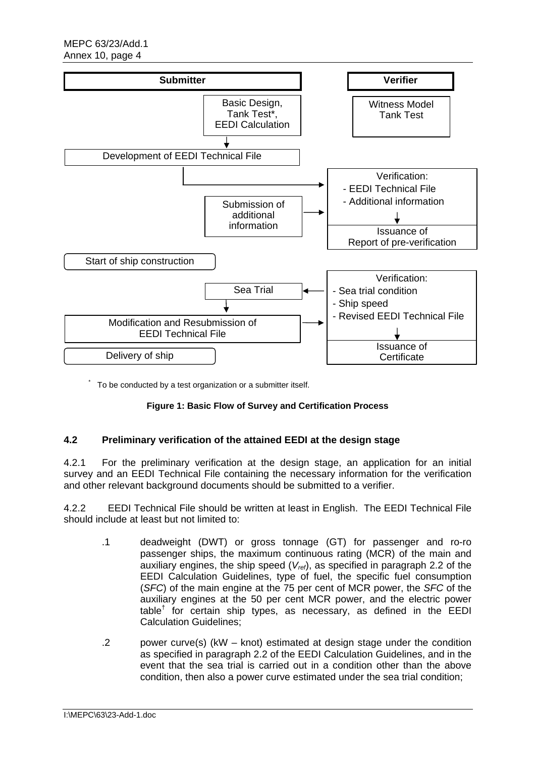| Submitter | | Verifier |
|---|---|---|
| | Basic Design, Tank Test*, EEDI Calculation | Witness Model Tank Test |
| Development of EEDI Technical File | | |
| | | Verification: - EEDI Technical File - Additional information |
| | Submission of additional information | Issuance of Report of pre-verification |
| Start of ship construction | | |
| | Sea Trial | Verification: - Sea trial condition - Ship speed - Revised EEDI Technical File |
| Modification and Resubmission of EEDI Technical File | | |
| Delivery of ship | | Issuance of Certificate |

\* To be conducted by a test organization or a submitter itself.

**Figure 1: Basic Flow of Survey and Certification Process**

### 4.2 Preliminary verification of the attained EEDI at the design stage

4.2.1 For the preliminary verification at the design stage, an application for an initial survey and an EEDI Technical File containing the necessary information for the verification and other relevant background documents should be submitted to a verifier.

4.2.2 EEDI Technical File should be written at least in English. The EEDI Technical File should include at least but not limited to:

.1 deadweight (DWT) or gross tonnage (GT) for passenger and ro-ro passenger ships, the maximum continuous rating (MCR) of the main and auxiliary engines, the ship speed ($V_{ref}$), as specified in paragraph 2.2 of the EEDI Calculation Guidelines, type of fuel, the specific fuel consumption (*SFC*) of the main engine at the 75 per cent of MCR power, the *SFC* of the auxiliary engines at the 50 per cent MCR power, and the electric power table[†] for certain ship types, as necessary, as defined in the EEDI Calculation Guidelines;

.2 power curve(s) (kW – knot) estimated at design stage under the condition as specified in paragraph 2.2 of the EEDI Calculation Guidelines, and in the event that the sea trial is carried out in a condition other than the above condition, then also a power curve estimated under the sea trial condition;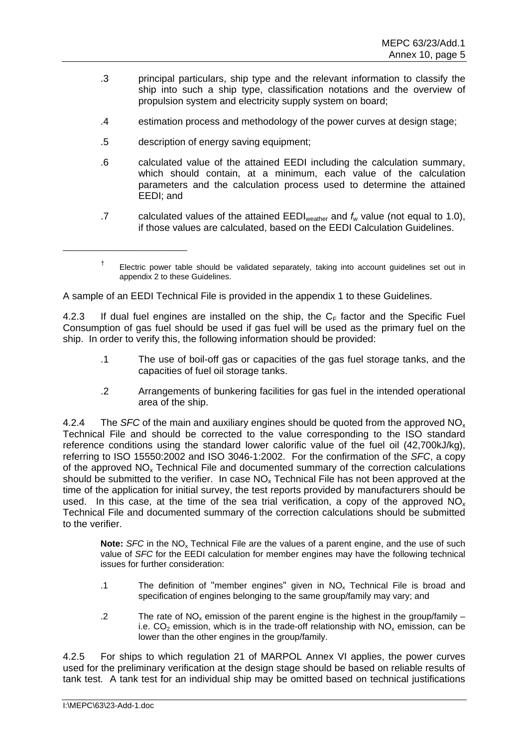.3 principal particulars, ship type and the relevant information to classify the ship into such a ship type, classification notations and the overview of propulsion system and electricity supply system on board;

.4 estimation process and methodology of the power curves at design stage;

.5 description of energy saving equipment;

.6 calculated value of the attained EEDI including the calculation summary, which should contain, at a minimum, each value of the calculation parameters and the calculation process used to determine the attained EEDI; and

.7 calculated values of the attained $EEDI_{weather}$ and $f_w$ value (not equal to 1.0), if those values are calculated, based on the EEDI Calculation Guidelines.

---

† Electric power table should be validated separately, taking into account guidelines set out in appendix 2 to these Guidelines.

A sample of an EEDI Technical File is provided in the appendix 1 to these Guidelines.

4.2.3 If dual fuel engines are installed on the ship, the $C_F$ factor and the Specific Fuel Consumption of gas fuel should be used if gas fuel will be used as the primary fuel on the ship. In order to verify this, the following information should be provided:

.1 The use of boil-off gas or capacities of the gas fuel storage tanks, and the capacities of fuel oil storage tanks.

.2 Arrangements of bunkering facilities for gas fuel in the intended operational area of the ship.

4.2.4 The *SFC* of the main and auxiliary engines should be quoted from the approved $NO_x$ Technical File and should be corrected to the value corresponding to the ISO standard reference conditions using the standard lower calorific value of the fuel oil (42,700kJ/kg), referring to ISO 15550:2002 and ISO 3046-1:2002. For the confirmation of the *SFC*, a copy of the approved $NO_x$ Technical File and documented summary of the correction calculations should be submitted to the verifier. In case $NO_x$ Technical File has not been approved at the time of the application for initial survey, the test reports provided by manufacturers should be used. In this case, at the time of the sea trial verification, a copy of the approved $NO_x$ Technical File and documented summary of the correction calculations should be submitted to the verifier.

> **Note:** *SFC* in the $NO_x$ Technical File are the values of a parent engine, and the use of such value of *SFC* for the EEDI calculation for member engines may have the following technical issues for further consideration:
>
> .1 The definition of "member engines" given in $NO_x$ Technical File is broad and specification of engines belonging to the same group/family may vary; and
>
> .2 The rate of $NO_x$ emission of the parent engine is the highest in the group/family – i.e. $CO_2$ emission, which is in the trade-off relationship with $NO_x$ emission, can be lower than the other engines in the group/family.

4.2.5 For ships to which regulation 21 of MARPOL Annex VI applies, the power curves used for the preliminary verification at the design stage should be based on reliable results of tank test. A tank test for an individual ship may be omitted based on technical justifications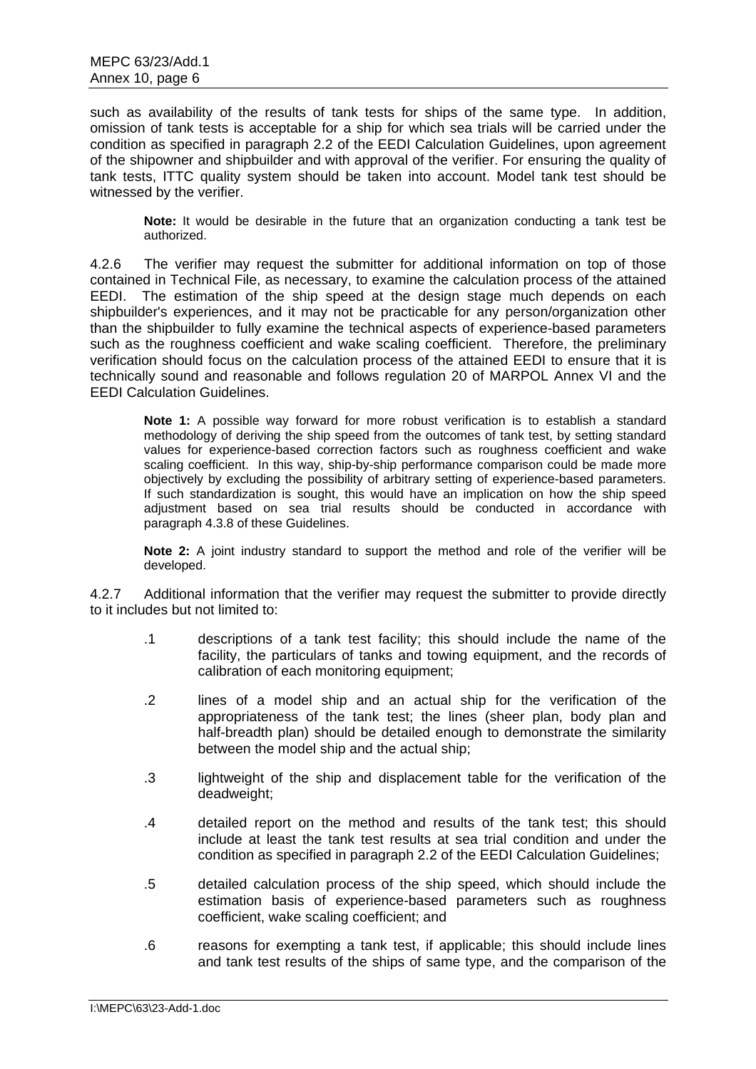such as availability of the results of tank tests for ships of the same type. In addition, omission of tank tests is acceptable for a ship for which sea trials will be carried under the condition as specified in paragraph 2.2 of the EEDI Calculation Guidelines, upon agreement of the shipowner and shipbuilder and with approval of the verifier. For ensuring the quality of tank tests, ITTC quality system should be taken into account. Model tank test should be witnessed by the verifier.

> **Note:** It would be desirable in the future that an organization conducting a tank test be authorized.

4.2.6 The verifier may request the submitter for additional information on top of those contained in Technical File, as necessary, to examine the calculation process of the attained EEDI. The estimation of the ship speed at the design stage much depends on each shipbuilder's experiences, and it may not be practicable for any person/organization other than the shipbuilder to fully examine the technical aspects of experience-based parameters such as the roughness coefficient and wake scaling coefficient. Therefore, the preliminary verification should focus on the calculation process of the attained EEDI to ensure that it is technically sound and reasonable and follows regulation 20 of MARPOL Annex VI and the EEDI Calculation Guidelines.

> **Note 1:** A possible way forward for more robust verification is to establish a standard methodology of deriving the ship speed from the outcomes of tank test, by setting standard values for experience-based correction factors such as roughness coefficient and wake scaling coefficient. In this way, ship-by-ship performance comparison could be made more objectively by excluding the possibility of arbitrary setting of experience-based parameters. If such standardization is sought, this would have an implication on how the ship speed adjustment based on sea trial results should be conducted in accordance with paragraph 4.3.8 of these Guidelines.

> **Note 2:** A joint industry standard to support the method and role of the verifier will be developed.

4.2.7 Additional information that the verifier may request the submitter to provide directly to it includes but not limited to:

- .1 descriptions of a tank test facility; this should include the name of the facility, the particulars of tanks and towing equipment, and the records of calibration of each monitoring equipment;
- .2 lines of a model ship and an actual ship for the verification of the appropriateness of the tank test; the lines (sheer plan, body plan and half-breadth plan) should be detailed enough to demonstrate the similarity between the model ship and the actual ship;
- .3 lightweight of the ship and displacement table for the verification of the deadweight;
- .4 detailed report on the method and results of the tank test; this should include at least the tank test results at sea trial condition and under the condition as specified in paragraph 2.2 of the EEDI Calculation Guidelines;
- .5 detailed calculation process of the ship speed, which should include the estimation basis of experience-based parameters such as roughness coefficient, wake scaling coefficient; and
- .6 reasons for exempting a tank test, if applicable; this should include lines and tank test results of the ships of same type, and the comparison of the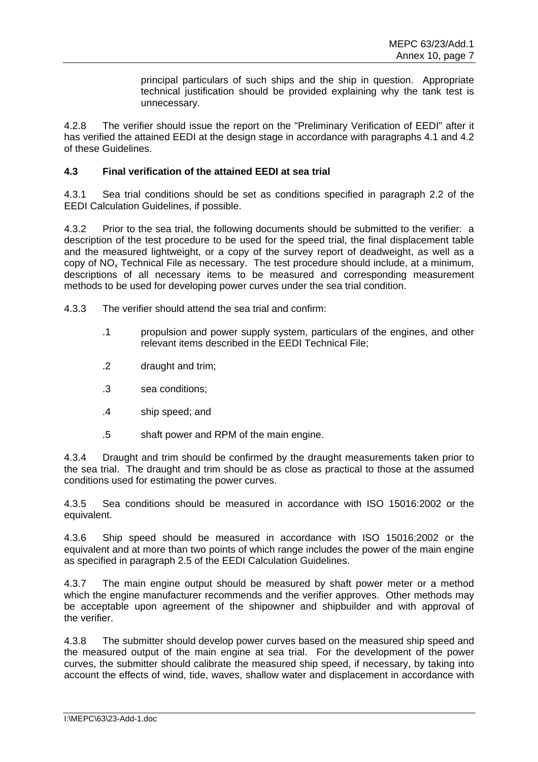principal particulars of such ships and the ship in question. Appropriate technical justification should be provided explaining why the tank test is unnecessary.

4.2.8 The verifier should issue the report on the "Preliminary Verification of EEDI" after it has verified the attained EEDI at the design stage in accordance with paragraphs 4.1 and 4.2 of these Guidelines.

### 4.3 Final verification of the attained EEDI at sea trial

4.3.1 Sea trial conditions should be set as conditions specified in paragraph 2.2 of the EEDI Calculation Guidelines, if possible.

4.3.2 Prior to the sea trial, the following documents should be submitted to the verifier: a description of the test procedure to be used for the speed trial, the final displacement table and the measured lightweight, or a copy of the survey report of deadweight, as well as a copy of $NO_x$ Technical File as necessary. The test procedure should include, at a minimum, descriptions of all necessary items to be measured and corresponding measurement methods to be used for developing power curves under the sea trial condition.

4.3.3 The verifier should attend the sea trial and confirm:

.1 propulsion and power supply system, particulars of the engines, and other relevant items described in the EEDI Technical File;

.2 draught and trim;

.3 sea conditions;

.4 ship speed; and

.5 shaft power and RPM of the main engine.

4.3.4 Draught and trim should be confirmed by the draught measurements taken prior to the sea trial. The draught and trim should be as close as practical to those at the assumed conditions used for estimating the power curves.

4.3.5 Sea conditions should be measured in accordance with ISO 15016:2002 or the equivalent.

4.3.6 Ship speed should be measured in accordance with ISO 15016:2002 or the equivalent and at more than two points of which range includes the power of the main engine as specified in paragraph 2.5 of the EEDI Calculation Guidelines.

4.3.7 The main engine output should be measured by shaft power meter or a method which the engine manufacturer recommends and the verifier approves. Other methods may be acceptable upon agreement of the shipowner and shipbuilder and with approval of the verifier.

4.3.8 The submitter should develop power curves based on the measured ship speed and the measured output of the main engine at sea trial. For the development of the power curves, the submitter should calibrate the measured ship speed, if necessary, by taking into account the effects of wind, tide, waves, shallow water and displacement in accordance with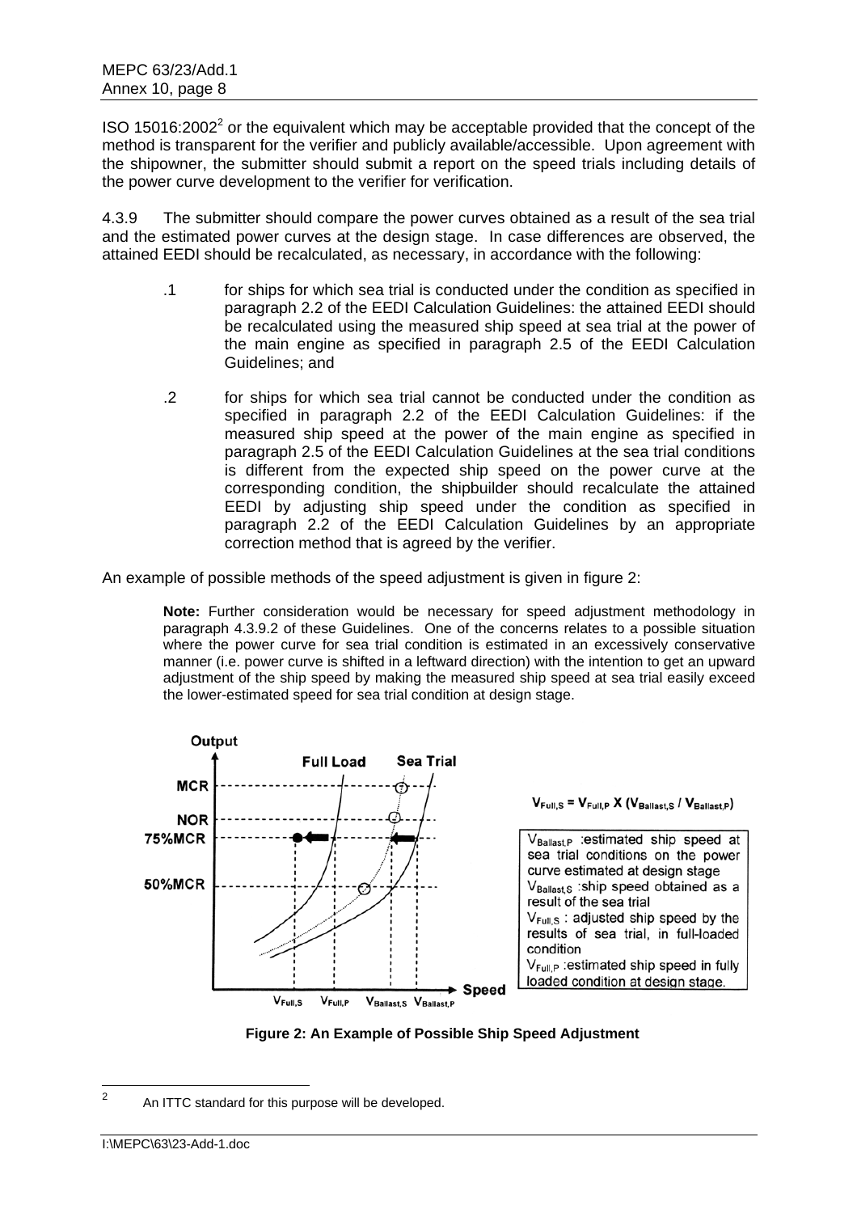ISO 15016:2002[2] or the equivalent which may be acceptable provided that the concept of the method is transparent for the verifier and publicly available/accessible. Upon agreement with the shipowner, the submitter should submit a report on the speed trials including details of the power curve development to the verifier for verification.

4.3.9 The submitter should compare the power curves obtained as a result of the sea trial and the estimated power curves at the design stage. In case differences are observed, the attained EEDI should be recalculated, as necessary, in accordance with the following:

.1 for ships for which sea trial is conducted under the condition as specified in paragraph 2.2 of the EEDI Calculation Guidelines: the attained EEDI should be recalculated using the measured ship speed at sea trial at the power of the main engine as specified in paragraph 2.5 of the EEDI Calculation Guidelines; and

.2 for ships for which sea trial cannot be conducted under the condition as specified in paragraph 2.2 of the EEDI Calculation Guidelines: if the measured ship speed at the power of the main engine as specified in paragraph 2.5 of the EEDI Calculation Guidelines at the sea trial conditions is different from the expected ship speed on the power curve at the corresponding condition, the shipbuilder should recalculate the attained EEDI by adjusting ship speed under the condition as specified in paragraph 2.2 of the EEDI Calculation Guidelines by an appropriate correction method that is agreed by the verifier.

An example of possible methods of the speed adjustment is given in figure 2:

**Note:** Further consideration would be necessary for speed adjustment methodology in paragraph 4.3.9.2 of these Guidelines. One of the concerns relates to a possible situation where the power curve for sea trial condition is estimated in an excessively conservative manner (i.e. power curve is shifted in a leftward direction) with the intention to get an upward adjustment of the ship speed by making the measured ship speed at sea trial easily exceed the lower-estimated speed for sea trial condition at design stage.

Output / MCR / NOR / 75%MCR / 50%MCR / Full Load / Sea Trial / Speed / $V_{Full,S}$ / $V_{Full,P}$ / $V_{Ballast,S}$ / $V_{Ballast,P}$

$$V_{Full,S} = V_{Full,P} \times (V_{Ballast,S} / V_{Ballast,P})$$

$V_{Ballast,P}$ :estimated ship speed at sea trial conditions on the power curve estimated at design stage
$V_{Ballast,S}$ :ship speed obtained as a result of the sea trial
$V_{Full,S}$ : adjusted ship speed by the results of sea trial, in full-loaded condition
$V_{Full,P}$ :estimated ship speed in fully loaded condition at design stage.

**Figure 2: An Example of Possible Ship Speed Adjustment**

[2] An ITTC standard for this purpose will be developed.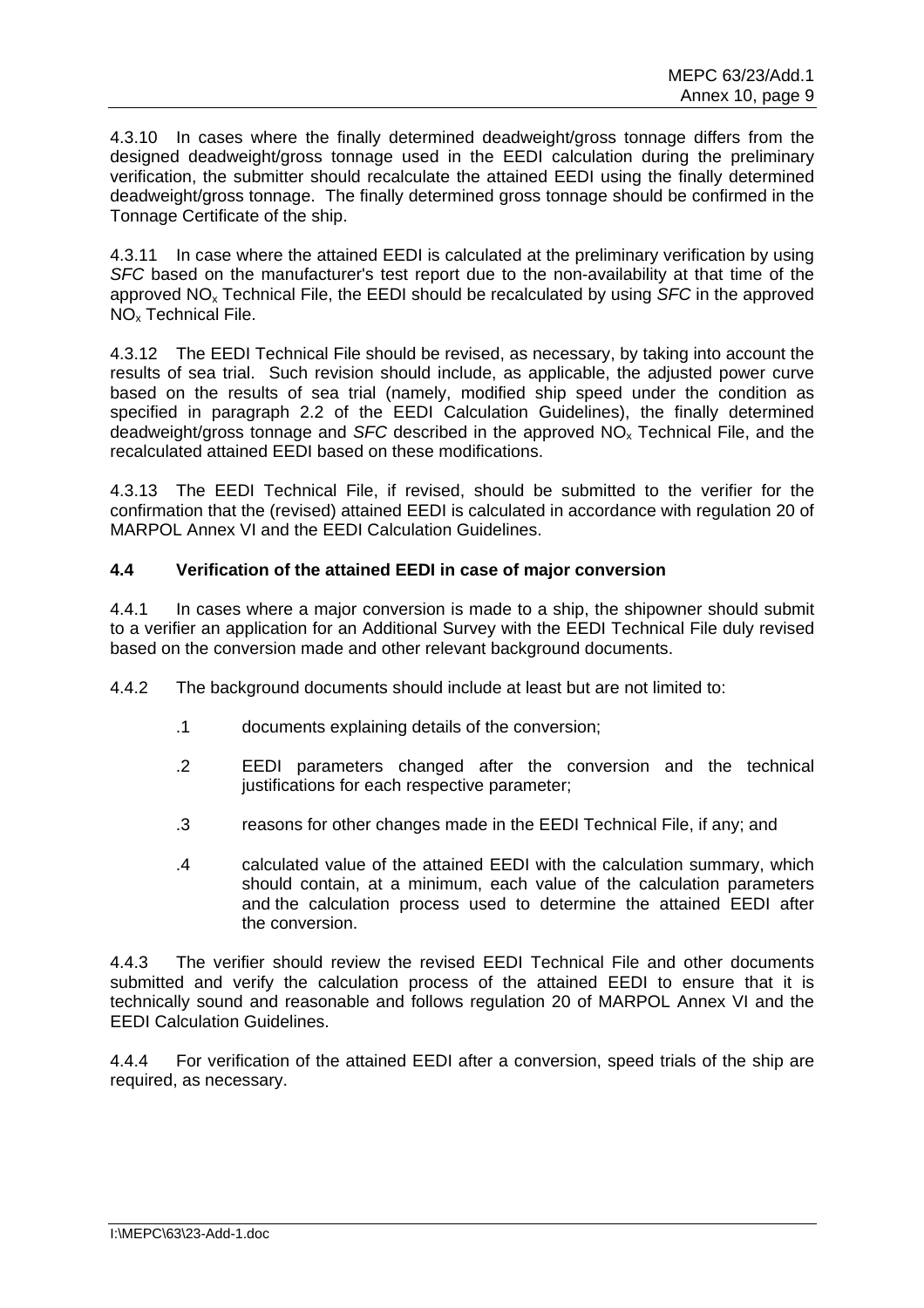4.3.10 In cases where the finally determined deadweight/gross tonnage differs from the designed deadweight/gross tonnage used in the EEDI calculation during the preliminary verification, the submitter should recalculate the attained EEDI using the finally determined deadweight/gross tonnage. The finally determined gross tonnage should be confirmed in the Tonnage Certificate of the ship.

4.3.11 In case where the attained EEDI is calculated at the preliminary verification by using *SFC* based on the manufacturer's test report due to the non-availability at that time of the approved $NO_x$ Technical File, the EEDI should be recalculated by using *SFC* in the approved $NO_x$ Technical File.

4.3.12 The EEDI Technical File should be revised, as necessary, by taking into account the results of sea trial. Such revision should include, as applicable, the adjusted power curve based on the results of sea trial (namely, modified ship speed under the condition as specified in paragraph 2.2 of the EEDI Calculation Guidelines), the finally determined deadweight/gross tonnage and *SFC* described in the approved $NO_x$ Technical File, and the recalculated attained EEDI based on these modifications.

4.3.13 The EEDI Technical File, if revised, should be submitted to the verifier for the confirmation that the (revised) attained EEDI is calculated in accordance with regulation 20 of MARPOL Annex VI and the EEDI Calculation Guidelines.

### 4.4 Verification of the attained EEDI in case of major conversion

4.4.1 In cases where a major conversion is made to a ship, the shipowner should submit to a verifier an application for an Additional Survey with the EEDI Technical File duly revised based on the conversion made and other relevant background documents.

4.4.2 The background documents should include at least but are not limited to:

- .1 documents explaining details of the conversion;
- .2 EEDI parameters changed after the conversion and the technical justifications for each respective parameter;
- .3 reasons for other changes made in the EEDI Technical File, if any; and
- .4 calculated value of the attained EEDI with the calculation summary, which should contain, at a minimum, each value of the calculation parameters and the calculation process used to determine the attained EEDI after the conversion.

4.4.3 The verifier should review the revised EEDI Technical File and other documents submitted and verify the calculation process of the attained EEDI to ensure that it is technically sound and reasonable and follows regulation 20 of MARPOL Annex VI and the EEDI Calculation Guidelines.

4.4.4 For verification of the attained EEDI after a conversion, speed trials of the ship are required, as necessary.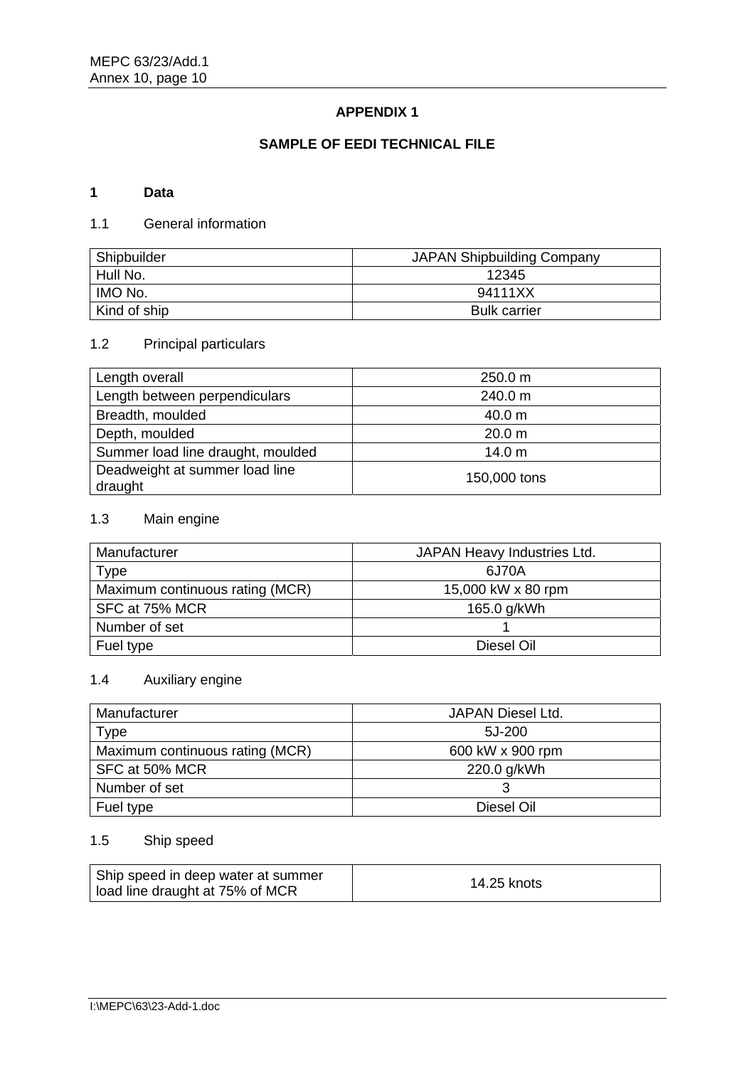# APPENDIX 1

## SAMPLE OF EEDI TECHNICAL FILE

### 1 Data

1.1 General information

| Shipbuilder | JAPAN Shipbuilding Company |
|---|---|
| Hull No. | 12345 |
| IMO No. | 94111XX |
| Kind of ship | Bulk carrier |

1.2 Principal particulars

| Length overall | 250.0 m |
|---|---|
| Length between perpendiculars | 240.0 m |
| Breadth, moulded | 40.0 m |
| Depth, moulded | 20.0 m |
| Summer load line draught, moulded | 14.0 m |
| Deadweight at summer load line draught | 150,000 tons |

1.3 Main engine

| Manufacturer | JAPAN Heavy Industries Ltd. |
|---|---|
| Type | 6J70A |
| Maximum continuous rating (MCR) | 15,000 kW x 80 rpm |
| SFC at 75% MCR | 165.0 g/kWh |
| Number of set | 1 |
| Fuel type | Diesel Oil |

1.4 Auxiliary engine

| Manufacturer | JAPAN Diesel Ltd. |
|---|---|
| Type | 5J-200 |
| Maximum continuous rating (MCR) | 600 kW x 900 rpm |
| SFC at 50% MCR | 220.0 g/kWh |
| Number of set | 3 |
| Fuel type | Diesel Oil |

1.5 Ship speed

| Ship speed in deep water at summer load line draught at 75% of MCR | 14.25 knots |
|---|---|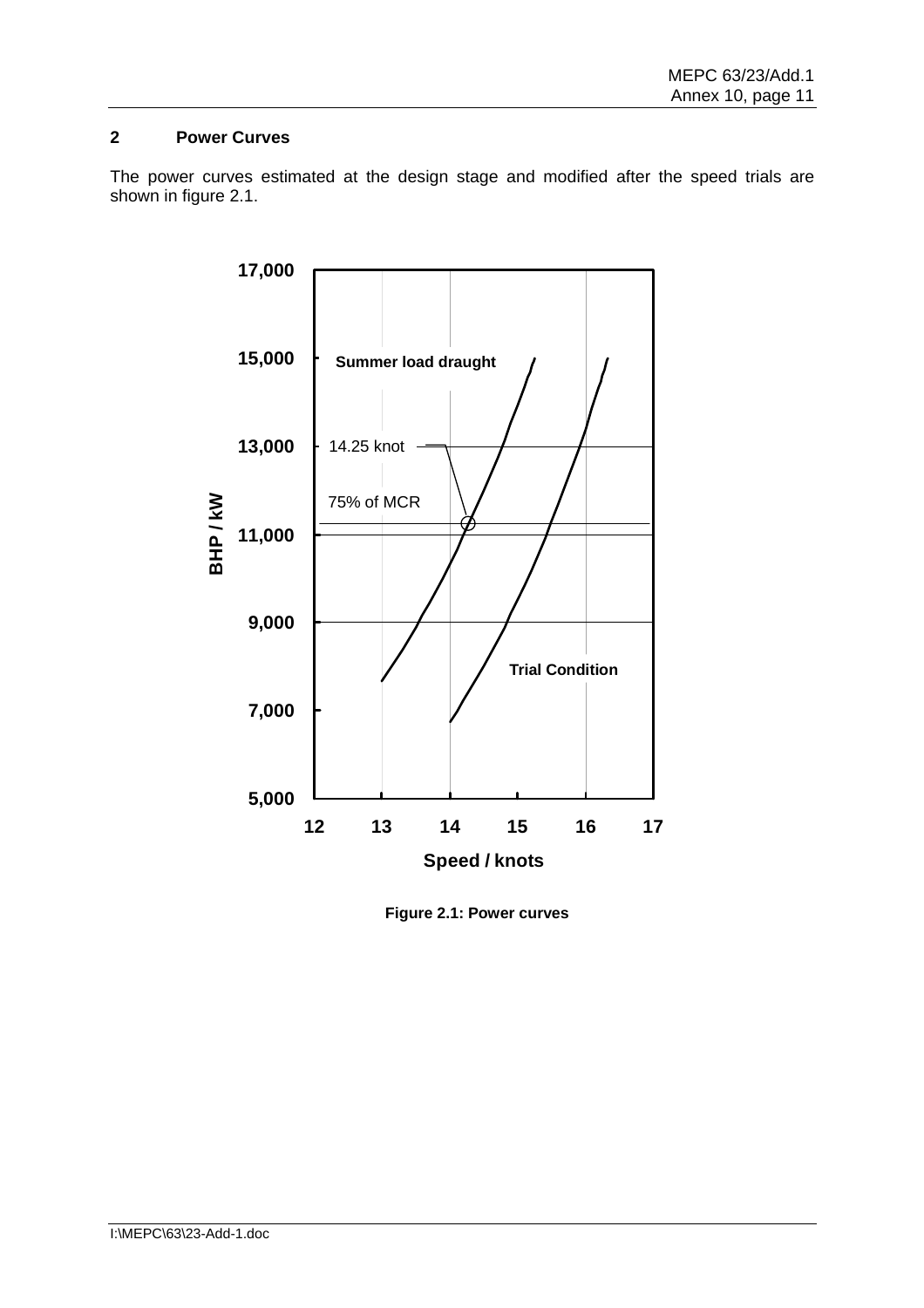## 2 Power Curves

The power curves estimated at the design stage and modified after the speed trials are shown in figure 2.1.

**Figure 2.1: Power curves**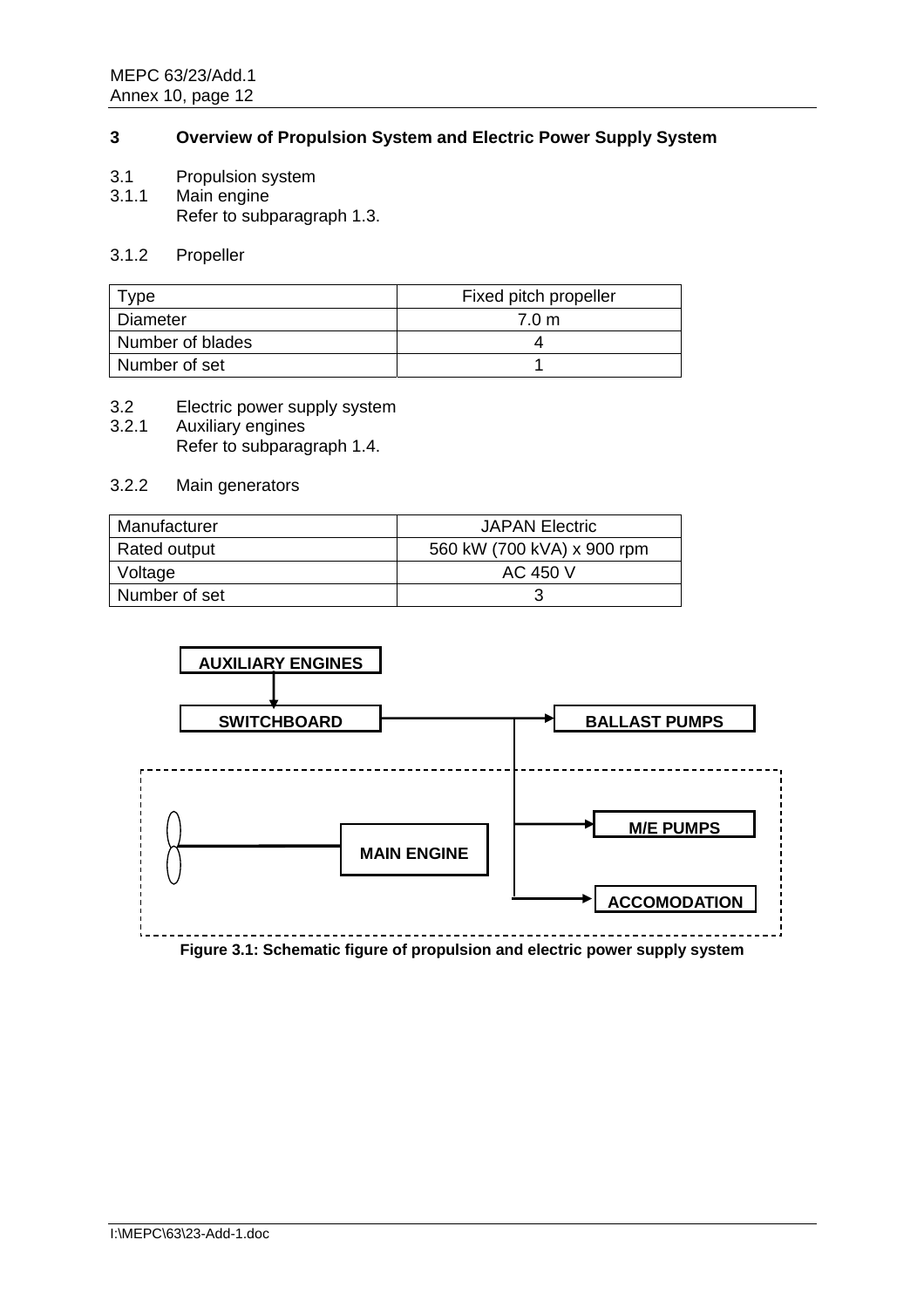## 3 Overview of Propulsion System and Electric Power Supply System

3.1 Propulsion system

3.1.1 Main engine

Refer to subparagraph 1.3.

3.1.2 Propeller

| Type | Fixed pitch propeller |
|---|---|
| Diameter | 7.0 m |
| Number of blades | 4 |
| Number of set | 1 |

3.2 Electric power supply system

3.2.1 Auxiliary engines

Refer to subparagraph 1.4.

3.2.2 Main generators

| Manufacturer | JAPAN Electric |
|---|---|
| Rated output | 560 kW (700 kVA) x 900 rpm |
| Voltage | AC 450 V |
| Number of set | 3 |

AUXILIARY ENGINES

SWITCHBOARD

BALLAST PUMPS

M/E PUMPS

MAIN ENGINE

ACCOMODATION

**Figure 3.1: Schematic figure of propulsion and electric power supply system**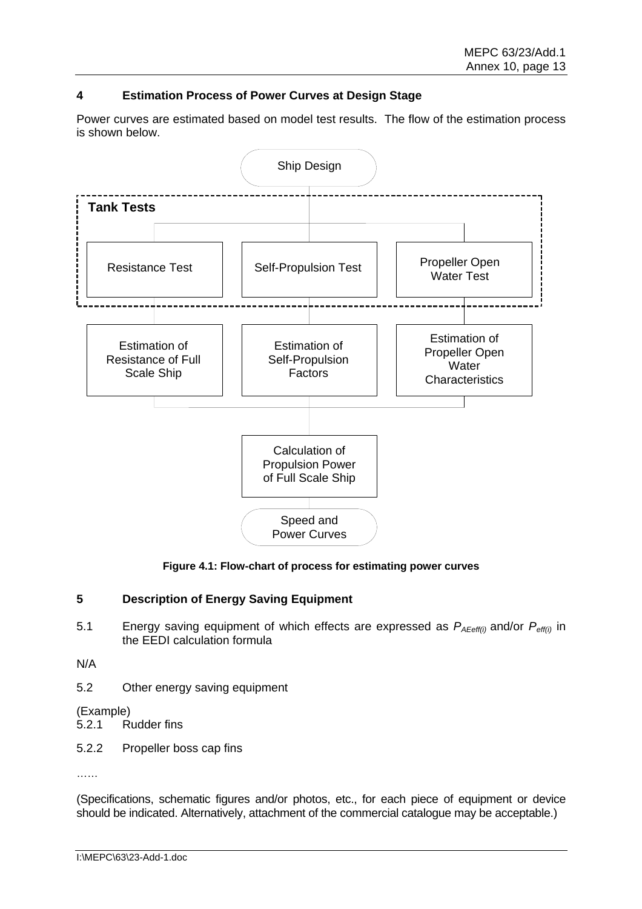## 4 Estimation Process of Power Curves at Design Stage

Power curves are estimated based on model test results. The flow of the estimation process is shown below.

Ship Design

**Tank Tests**

Resistance Test

Self-Propulsion Test

Propeller Open Water Test

Estimation of Resistance of Full Scale Ship

Estimation of Self-Propulsion Factors

Estimation of Propeller Open Water Characteristics

Calculation of Propulsion Power of Full Scale Ship

Speed and Power Curves

**Figure 4.1: Flow-chart of process for estimating power curves**

## 5 Description of Energy Saving Equipment

5.1 Energy saving equipment of which effects are expressed as $P_{AEeff(i)}$ and/or $P_{eff(i)}$ in the EEDI calculation formula

N/A

5.2 Other energy saving equipment

(Example)

5.2.1 Rudder fins

5.2.2 Propeller boss cap fins

……

(Specifications, schematic figures and/or photos, etc., for each piece of equipment or device should be indicated. Alternatively, attachment of the commercial catalogue may be acceptable.)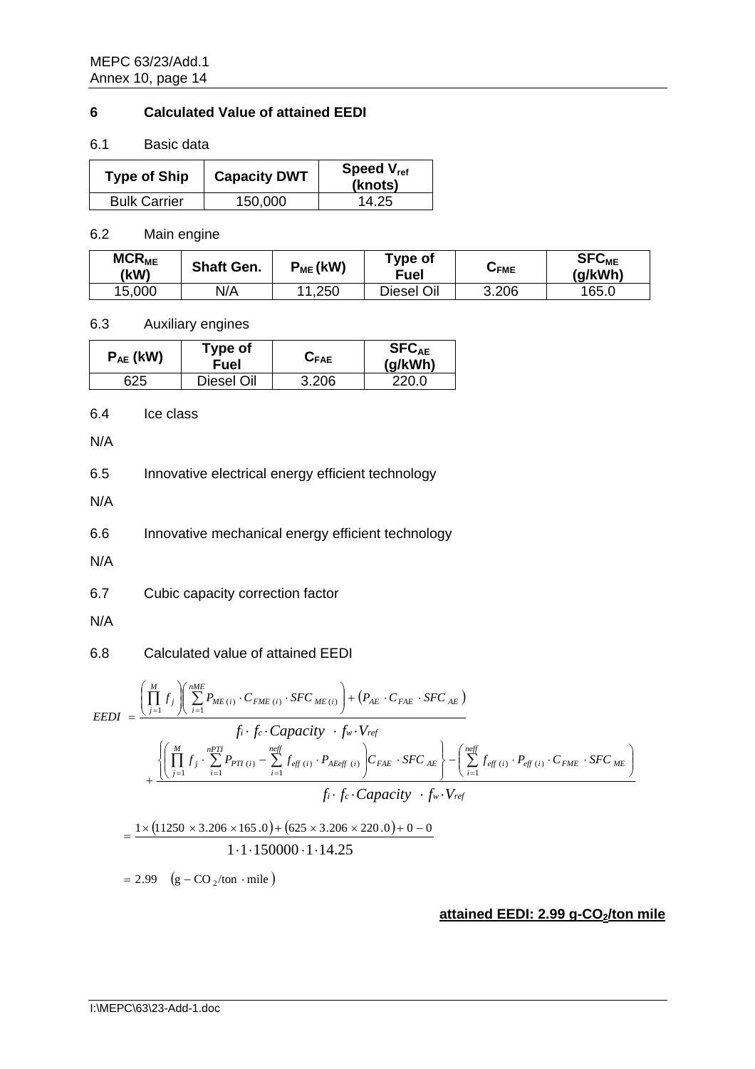## 6 Calculated Value of attained EEDI

### 6.1 Basic data

| Type of Ship | Capacity DWT | Speed $V_{ref}$ (knots) |
|---|---|---|
| Bulk Carrier | 150,000 | 14.25 |

### 6.2 Main engine

| $MCR_{ME}$ (kW) | Shaft Gen. | $P_{ME}$ (kW) | Type of Fuel | $C_{FME}$ | $SFC_{ME}$ (g/kWh) |
|---|---|---|---|---|---|
| 15,000 | N/A | 11,250 | Diesel Oil | 3.206 | 165.0 |

### 6.3 Auxiliary engines

| $P_{AE}$ (kW) | Type of Fuel | $C_{FAE}$ | $SFC_{AE}$ (g/kWh) |
|---|---|---|---|
| 625 | Diesel Oil | 3.206 | 220.0 |

### 6.4 Ice class

N/A

### 6.5 Innovative electrical energy efficient technology

N/A

### 6.6 Innovative mechanical energy efficient technology

N/A

### 6.7 Cubic capacity correction factor

N/A

### 6.8 Calculated value of attained EEDI

$$EEDI = \frac{\left(\prod_{j=1}^{M} f_j\right)\left(\sum_{i=1}^{nME} P_{ME(i)} \cdot C_{FME(i)} \cdot SFC_{ME(i)}\right) + \left(P_{AE} \cdot C_{FAE} \cdot SFC_{AE}\right)}{f_i \cdot f_c \cdot Capacity \cdot f_w \cdot V_{ref}} + \frac{\left\{\left(\prod_{j=1}^{M} f_j \cdot \sum_{i=1}^{nPTI} P_{PTI(i)} - \sum_{i=1}^{neff} f_{eff(i)} \cdot P_{AEeff(i)}\right) C_{FAE} \cdot SFC_{AE}\right\} - \left(\sum_{i=1}^{neff} f_{eff(i)} \cdot P_{eff(i)} \cdot C_{FME} \cdot SFC_{ME}\right)}{f_i \cdot f_c \cdot Capacity \cdot f_w \cdot V_{ref}}$$

$$= \frac{1 \times (11250 \times 3.206 \times 165.0) + (625 \times 3.206 \times 220.0) + 0 - 0}{1 \cdot 1 \cdot 150000 \cdot 1 \cdot 14.25}$$

$$= 2.99 \quad (\text{g} - \text{CO}_2/\text{ton} \cdot \text{mile})$$

**attained EEDI: 2.99 g-$CO_2$/ton mile**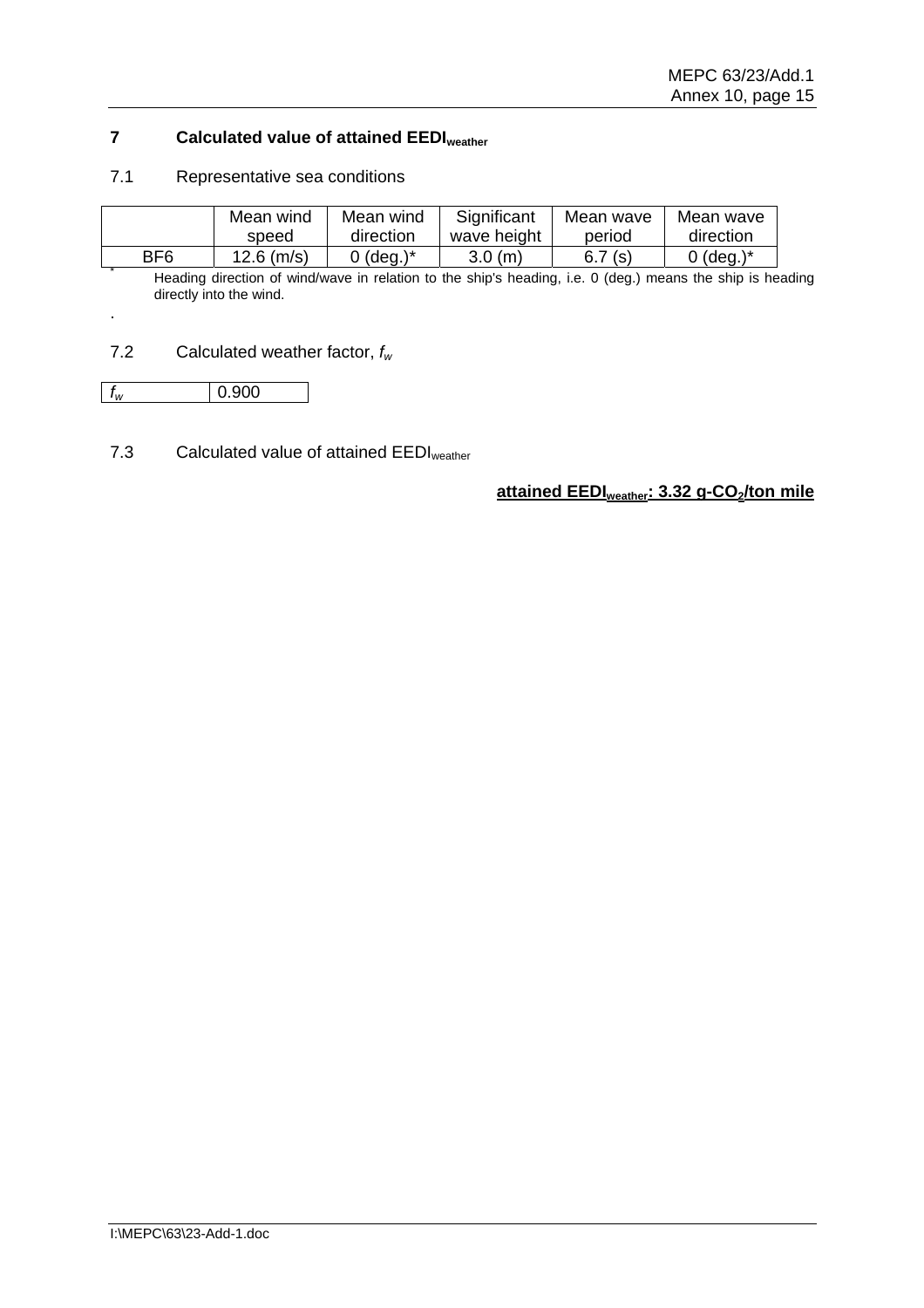## 7 Calculated value of attained $EEDI_{weather}$

### 7.1 Representative sea conditions

| | Mean wind speed | Mean wind direction | Significant wave height | Mean wave period | Mean wave direction |
|---|---|---|---|---|---|
| BF6 | 12.6 (m/s) | 0 (deg.)* | 3.0 (m) | 6.7 (s) | 0 (deg.)* |

\* Heading direction of wind/wave in relation to the ship's heading, i.e. 0 (deg.) means the ship is heading directly into the wind.

.

### 7.2 Calculated weather factor, $f_w$

| $f_w$ | 0.900 |
|---|---|

### 7.3 Calculated value of attained $EEDI_{weather}$

**attained $EEDI_{weather}$: 3.32 g-$CO_2$/ton mile**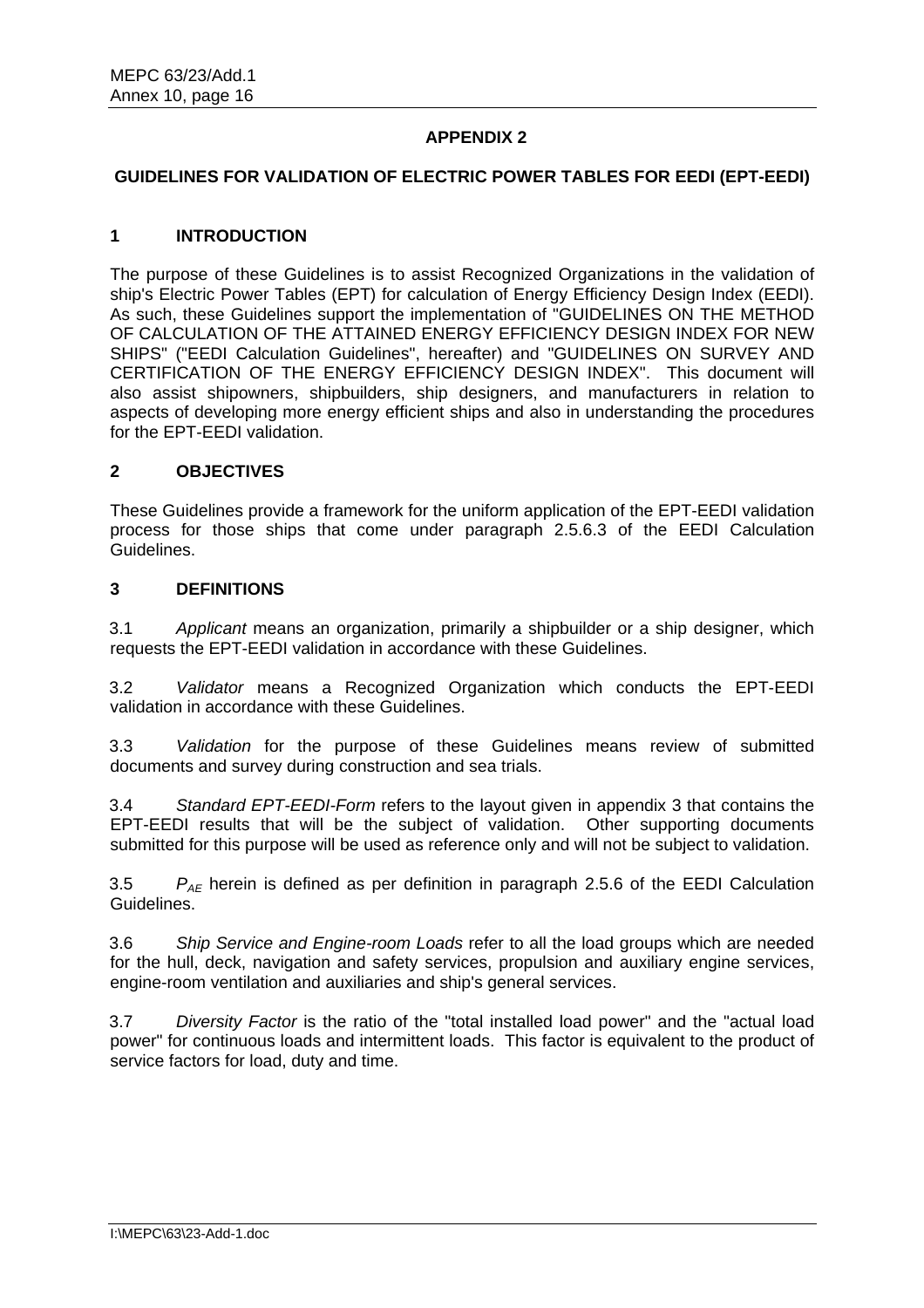## APPENDIX 2

### GUIDELINES FOR VALIDATION OF ELECTRIC POWER TABLES FOR EEDI (EPT-EEDI)

### 1 INTRODUCTION

The purpose of these Guidelines is to assist Recognized Organizations in the validation of ship's Electric Power Tables (EPT) for calculation of Energy Efficiency Design Index (EEDI). As such, these Guidelines support the implementation of "GUIDELINES ON THE METHOD OF CALCULATION OF THE ATTAINED ENERGY EFFICIENCY DESIGN INDEX FOR NEW SHIPS" ("EEDI Calculation Guidelines", hereafter) and "GUIDELINES ON SURVEY AND CERTIFICATION OF THE ENERGY EFFICIENCY DESIGN INDEX". This document will also assist shipowners, shipbuilders, ship designers, and manufacturers in relation to aspects of developing more energy efficient ships and also in understanding the procedures for the EPT-EEDI validation.

### 2 OBJECTIVES

These Guidelines provide a framework for the uniform application of the EPT-EEDI validation process for those ships that come under paragraph 2.5.6.3 of the EEDI Calculation Guidelines.

### 3 DEFINITIONS

3.1 *Applicant* means an organization, primarily a shipbuilder or a ship designer, which requests the EPT-EEDI validation in accordance with these Guidelines.

3.2 *Validator* means a Recognized Organization which conducts the EPT-EEDI validation in accordance with these Guidelines.

3.3 *Validation* for the purpose of these Guidelines means review of submitted documents and survey during construction and sea trials.

3.4 *Standard EPT-EEDI-Form* refers to the layout given in appendix 3 that contains the EPT-EEDI results that will be the subject of validation. Other supporting documents submitted for this purpose will be used as reference only and will not be subject to validation.

3.5 $P_{AE}$ herein is defined as per definition in paragraph 2.5.6 of the EEDI Calculation Guidelines.

3.6 *Ship Service and Engine-room Loads* refer to all the load groups which are needed for the hull, deck, navigation and safety services, propulsion and auxiliary engine services, engine-room ventilation and auxiliaries and ship's general services.

3.7 *Diversity Factor* is the ratio of the "total installed load power" and the "actual load power" for continuous loads and intermittent loads. This factor is equivalent to the product of service factors for load, duty and time.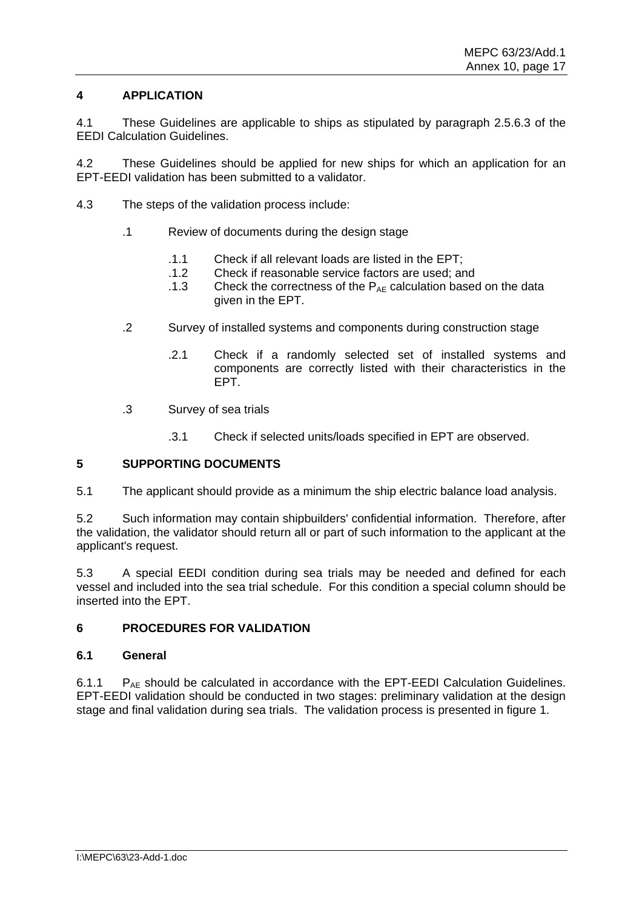## 4 APPLICATION

4.1 These Guidelines are applicable to ships as stipulated by paragraph 2.5.6.3 of the EEDI Calculation Guidelines.

4.2 These Guidelines should be applied for new ships for which an application for an EPT-EEDI validation has been submitted to a validator.

4.3 The steps of the validation process include:

.1 Review of documents during the design stage

.1.1 Check if all relevant loads are listed in the EPT;
.1.2 Check if reasonable service factors are used; and
.1.3 Check the correctness of the $P_{AE}$ calculation based on the data given in the EPT.

.2 Survey of installed systems and components during construction stage

.2.1 Check if a randomly selected set of installed systems and components are correctly listed with their characteristics in the EPT.

.3 Survey of sea trials

.3.1 Check if selected units/loads specified in EPT are observed.

## 5 SUPPORTING DOCUMENTS

5.1 The applicant should provide as a minimum the ship electric balance load analysis.

5.2 Such information may contain shipbuilders' confidential information. Therefore, after the validation, the validator should return all or part of such information to the applicant at the applicant's request.

5.3 A special EEDI condition during sea trials may be needed and defined for each vessel and included into the sea trial schedule. For this condition a special column should be inserted into the EPT.

## 6 PROCEDURES FOR VALIDATION

### 6.1 General

6.1.1 $P_{AE}$ should be calculated in accordance with the EPT-EEDI Calculation Guidelines. EPT-EEDI validation should be conducted in two stages: preliminary validation at the design stage and final validation during sea trials. The validation process is presented in figure 1.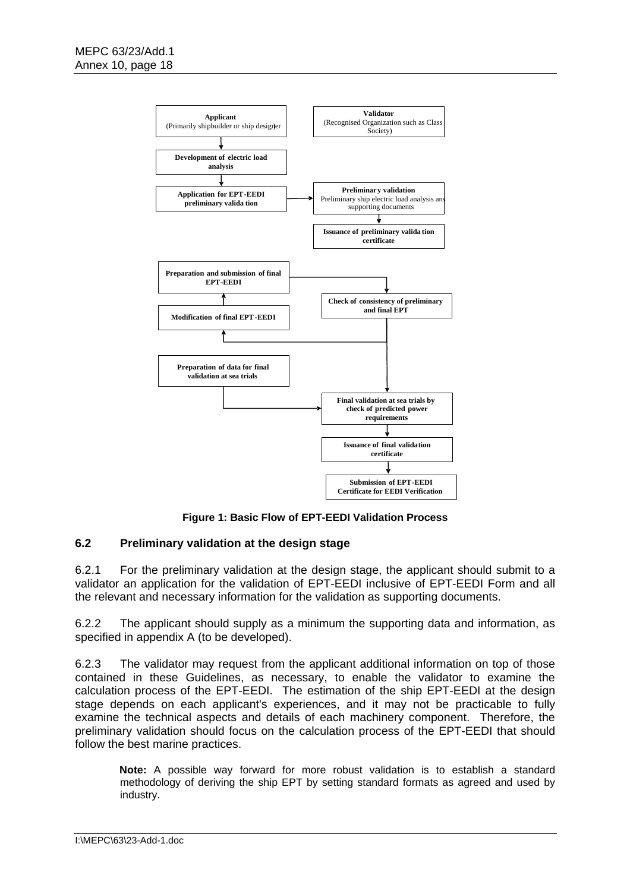Applicant
(Primarily shipbuilder or ship designer)

Validator
(Recognised Organization such as Class Society)

Development of electric load analysis

Application for EPT-EEDI preliminary validation

Preliminary validation
Preliminary ship electric load analysis and supporting documents

Issuance of preliminary validation certificate

Preparation and submission of final EPT-EEDI

Check of consistency of preliminary and final EPT

Modification of final EPT-EEDI

Preparation of data for final validation at sea trials

Final validation at sea trials by check of predicted power requirements

Issuance of final validation certificate

Submission of EPT-EEDI Certificate for EEDI Verification

**Figure 1: Basic Flow of EPT-EEDI Validation Process**

## 6.2 Preliminary validation at the design stage

6.2.1 For the preliminary validation at the design stage, the applicant should submit to a validator an application for the validation of EPT-EEDI inclusive of EPT-EEDI Form and all the relevant and necessary information for the validation as supporting documents.

6.2.2 The applicant should supply as a minimum the supporting data and information, as specified in appendix A (to be developed).

6.2.3 The validator may request from the applicant additional information on top of those contained in these Guidelines, as necessary, to enable the validator to examine the calculation process of the EPT-EEDI. The estimation of the ship EPT-EEDI at the design stage depends on each applicant's experiences, and it may not be practicable to fully examine the technical aspects and details of each machinery component. Therefore, the preliminary validation should focus on the calculation process of the EPT-EEDI that should follow the best marine practices.

> **Note:** A possible way forward for more robust validation is to establish a standard methodology of deriving the ship EPT by setting standard formats as agreed and used by industry.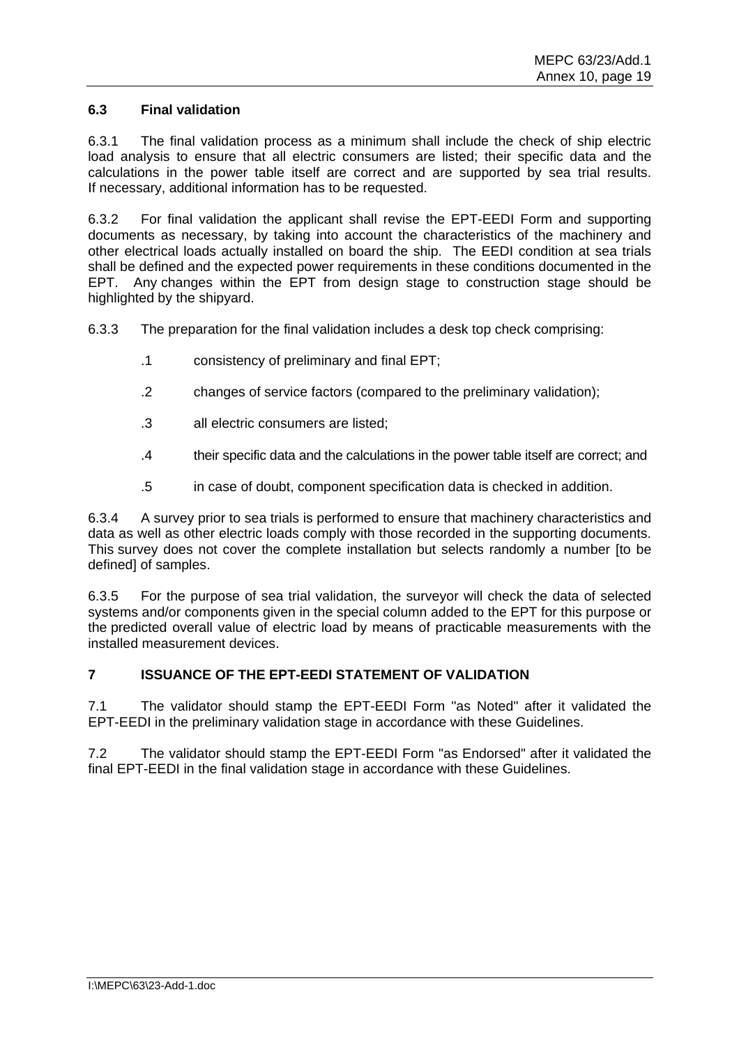### 6.3 Final validation

6.3.1 The final validation process as a minimum shall include the check of ship electric load analysis to ensure that all electric consumers are listed; their specific data and the calculations in the power table itself are correct and are supported by sea trial results. If necessary, additional information has to be requested.

6.3.2 For final validation the applicant shall revise the EPT-EEDI Form and supporting documents as necessary, by taking into account the characteristics of the machinery and other electrical loads actually installed on board the ship. The EEDI condition at sea trials shall be defined and the expected power requirements in these conditions documented in the EPT. Any changes within the EPT from design stage to construction stage should be highlighted by the shipyard.

6.3.3 The preparation for the final validation includes a desk top check comprising:

.1 consistency of preliminary and final EPT;

.2 changes of service factors (compared to the preliminary validation);

.3 all electric consumers are listed;

.4 their specific data and the calculations in the power table itself are correct; and

.5 in case of doubt, component specification data is checked in addition.

6.3.4 A survey prior to sea trials is performed to ensure that machinery characteristics and data as well as other electric loads comply with those recorded in the supporting documents. This survey does not cover the complete installation but selects randomly a number [to be defined] of samples.

6.3.5 For the purpose of sea trial validation, the surveyor will check the data of selected systems and/or components given in the special column added to the EPT for this purpose or the predicted overall value of electric load by means of practicable measurements with the installed measurement devices.

## 7 ISSUANCE OF THE EPT-EEDI STATEMENT OF VALIDATION

7.1 The validator should stamp the EPT-EEDI Form "as Noted" after it validated the EPT-EEDI in the preliminary validation stage in accordance with these Guidelines.

7.2 The validator should stamp the EPT-EEDI Form "as Endorsed" after it validated the final EPT-EEDI in the final validation stage in accordance with these Guidelines.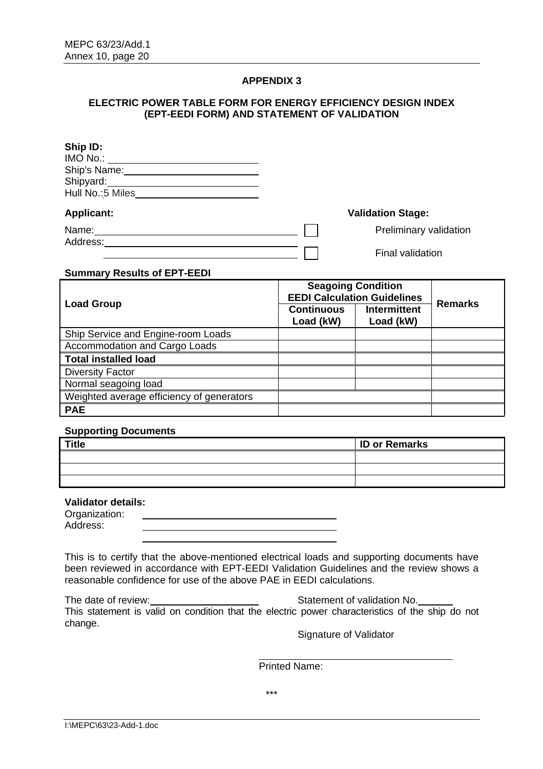## APPENDIX 3

### ELECTRIC POWER TABLE FORM FOR ENERGY EFFICIENCY DESIGN INDEX (EPT-EEDI FORM) AND STATEMENT OF VALIDATION

**Ship ID:**

IMO No.: ______________________

Ship's Name: ______________________

Shipyard: ______________________

Hull No.:5 Miles ______________________

**Applicant:**

Name: ______________________

Address: ______________________

______________________

**Validation Stage:**

☐ Preliminary validation

☐ Final validation

**Summary Results of EPT-EEDI**

| Load Group | Seagoing Condition EEDI Calculation Guidelines | | Remarks |
|---|---|---|---|
| | **Continuous Load (kW)** | **Intermittent Load (kW)** | |
| Ship Service and Engine-room Loads | | | |
| Accommodation and Cargo Loads | | | |
| **Total installed load** | | | |
| Diversity Factor | | | |
| Normal seagoing load | | | |
| Weighted average efficiency of generators | | | |
| **PAE** | | | |

**Supporting Documents**

| Title | ID or Remarks |
|---|---|
| | |
| | |
| | |

**Validator details:**

Organization: ______________________

Address: ______________________

______________________

This is to certify that the above-mentioned electrical loads and supporting documents have been reviewed in accordance with EPT-EEDI Validation Guidelines and the review shows a reasonable confidence for use of the above PAE in EEDI calculations.

The date of review: ______________________ Statement of validation No. ______

This statement is valid on condition that the electric power characteristics of the ship do not change.

Signature of Validator

______________________

Printed Name:

***